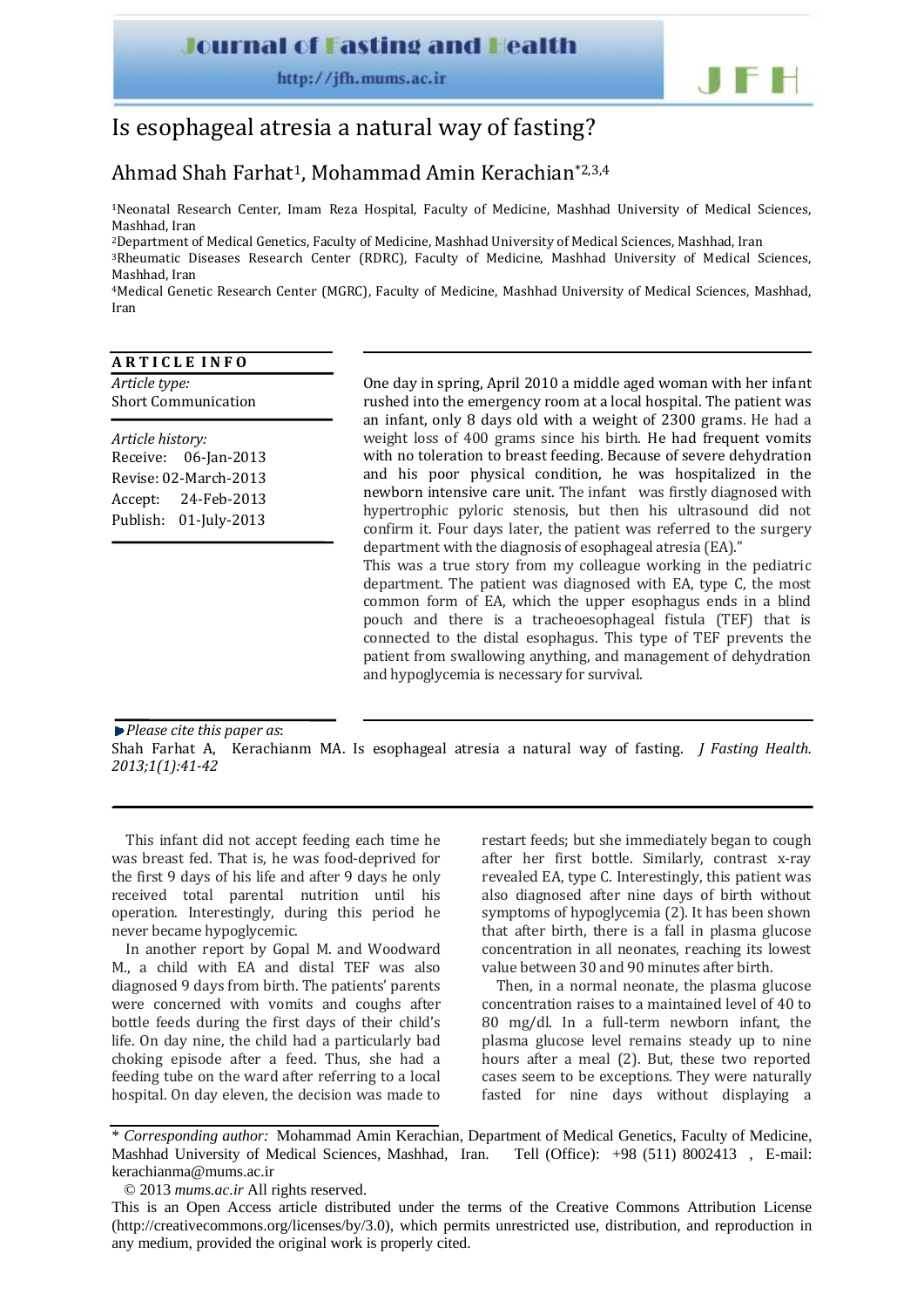# Is esophageal atresia a natural way of fasting?

Ahmad Shah Farhat[1], Mohammad Amin Kerachian*[2,3,4]

[1]Neonatal Research Center, Imam Reza Hospital, Faculty of Medicine, Mashhad University of Medical Sciences, Mashhad, Iran
[2]Department of Medical Genetics, Faculty of Medicine, Mashhad University of Medical Sciences, Mashhad, Iran
[3]Rheumatic Diseases Research Center (RDRC), Faculty of Medicine, Mashhad University of Medical Sciences, Mashhad, Iran
[4]Medical Genetic Research Center (MGRC), Faculty of Medicine, Mashhad University of Medical Sciences, Mashhad, Iran

**ARTICLE INFO**

*Article type:*
Short Communication

*Article history:*
Receive: 06-Jan-2013
Revise: 02-March-2013
Accept: 24-Feb-2013
Publish: 01-July-2013

One day in spring, April 2010 a middle aged woman with her infant rushed into the emergency room at a local hospital. The patient was an infant, only 8 days old with a weight of 2300 grams. He had a weight loss of 400 grams since his birth. He had frequent vomits with no toleration to breast feeding. Because of severe dehydration and his poor physical condition, he was hospitalized in the newborn intensive care unit. The infant was firstly diagnosed with hypertrophic pyloric stenosis, but then his ultrasound did not confirm it. Four days later, the patient was referred to the surgery department with the diagnosis of esophageal atresia (EA)."

This was a true story from my colleague working in the pediatric department. The patient was diagnosed with EA, type C, the most common form of EA, which the upper esophagus ends in a blind pouch and there is a tracheoesophageal fistula (TEF) that is connected to the distal esophagus. This type of TEF prevents the patient from swallowing anything, and management of dehydration and hypoglycemia is necessary for survival.

*Please cite this paper as*:
Shah Farhat A, Kerachianm MA. Is esophageal atresia a natural way of fasting. *J Fasting Health. 2013;1(1):41-42*

This infant did not accept feeding each time he was breast fed. That is, he was food-deprived for the first 9 days of his life and after 9 days he only received total parental nutrition until his operation. Interestingly, during this period he never became hypoglycemic.

In another report by Gopal M. and Woodward M., a child with EA and distal TEF was also diagnosed 9 days from birth. The patients' parents were concerned with vomits and coughs after bottle feeds during the first days of their child's life. On day nine, the child had a particularly bad choking episode after a feed. Thus, she had a feeding tube on the ward after referring to a local hospital. On day eleven, the decision was made to restart feeds; but she immediately began to cough after her first bottle. Similarly, contrast x-ray revealed EA, type C. Interestingly, this patient was also diagnosed after nine days of birth without symptoms of hypoglycemia (2). It has been shown that after birth, there is a fall in plasma glucose concentration in all neonates, reaching its lowest value between 30 and 90 minutes after birth.

Then, in a normal neonate, the plasma glucose concentration raises to a maintained level of 40 to 80 mg/dl. In a full-term newborn infant, the plasma glucose level remains steady up to nine hours after a meal (2). But, these two reported cases seem to be exceptions. They were naturally fasted for nine days without displaying a

\* *Corresponding author:* Mohammad Amin Kerachian, Department of Medical Genetics, Faculty of Medicine, Mashhad University of Medical Sciences, Mashhad, Iran. Tell (Office): +98 (511) 8002413 , E-mail: kerachianma@mums.ac.ir

© 2013 *mums.ac.ir* All rights reserved.

This is an Open Access article distributed under the terms of the Creative Commons Attribution License (http://creativecommons.org/licenses/by/3.0), which permits unrestricted use, distribution, and reproduction in any medium, provided the original work is properly cited.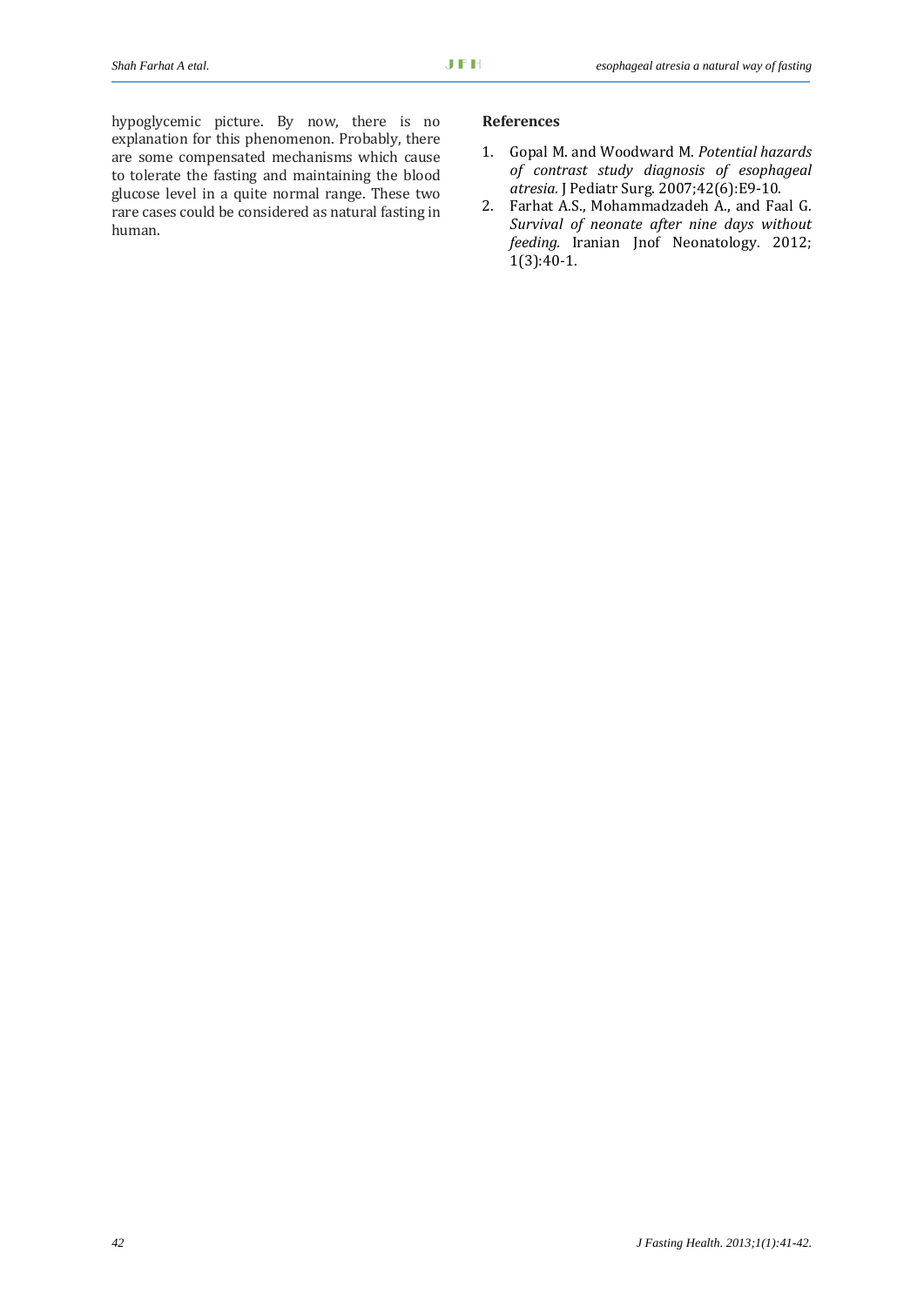hypoglycemic picture. By now, there is no explanation for this phenomenon. Probably, there are some compensated mechanisms which cause to tolerate the fasting and maintaining the blood glucose level in a quite normal range. These two rare cases could be considered as natural fasting in human.

## References

1. Gopal M. and Woodward M. *Potential hazards of contrast study diagnosis of esophageal atresia*. J Pediatr Surg. 2007;42(6):E9-10.
2. Farhat A.S., Mohammadzadeh A., and Faal G. *Survival of neonate after nine days without feeding*. Iranian Jnof Neonatology. 2012; 1(3):40-1.